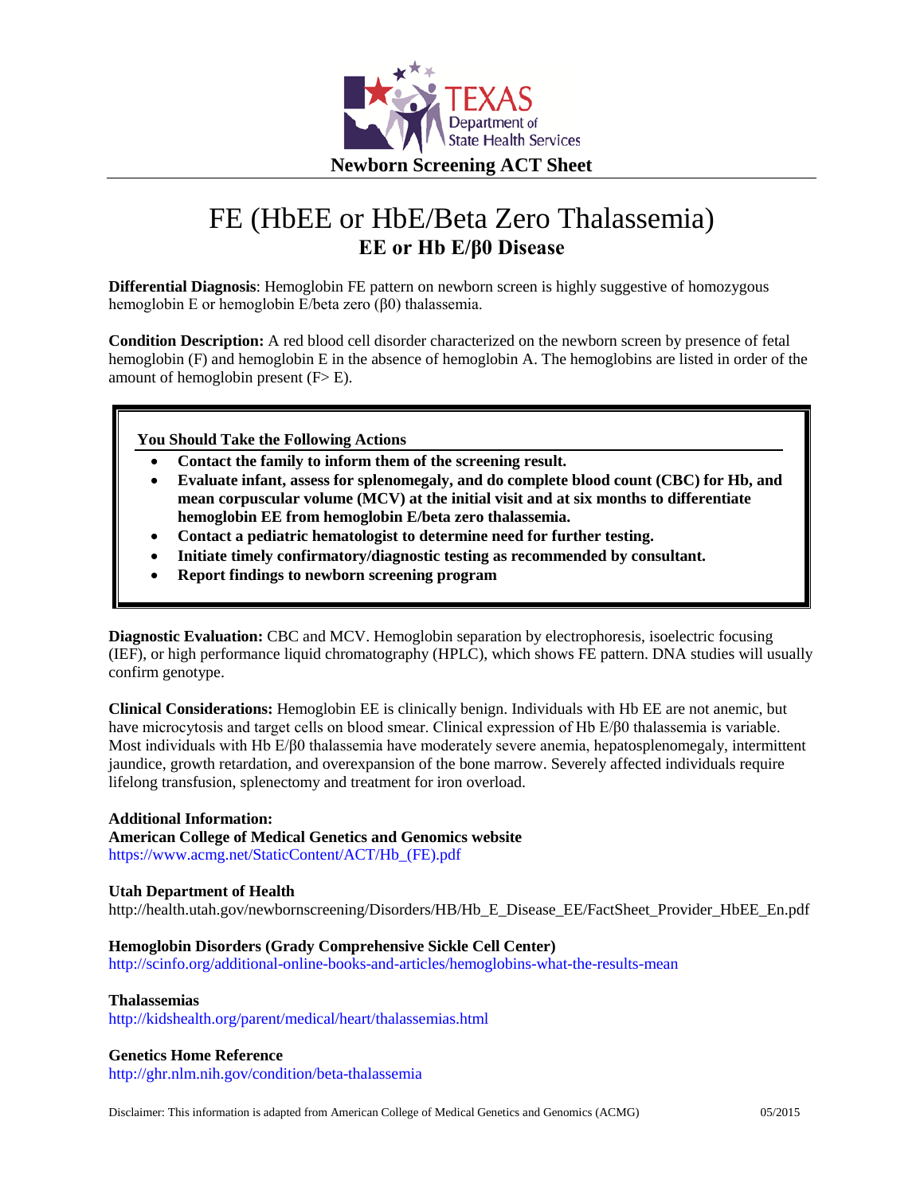Texas Department of State Health Services

**Newborn Screening ACT Sheet**

# FE (HbEE or HbE/Beta Zero Thalassemia)

## EE or Hb E/β0 Disease

**Differential Diagnosis**: Hemoglobin FE pattern on newborn screen is highly suggestive of homozygous hemoglobin E or hemoglobin E/beta zero (β0) thalassemia.

**Condition Description:** A red blood cell disorder characterized on the newborn screen by presence of fetal hemoglobin (F) and hemoglobin E in the absence of hemoglobin A. The hemoglobins are listed in order of the amount of hemoglobin present (F> E).

**You Should Take the Following Actions**

- **Contact the family to inform them of the screening result.**
- **Evaluate infant, assess for splenomegaly, and do complete blood count (CBC) for Hb, and mean corpuscular volume (MCV) at the initial visit and at six months to differentiate hemoglobin EE from hemoglobin E/beta zero thalassemia.**
- **Contact a pediatric hematologist to determine need for further testing.**
- **Initiate timely confirmatory/diagnostic testing as recommended by consultant.**
- **Report findings to newborn screening program**

**Diagnostic Evaluation:** CBC and MCV. Hemoglobin separation by electrophoresis, isoelectric focusing (IEF), or high performance liquid chromatography (HPLC), which shows FE pattern. DNA studies will usually confirm genotype.

**Clinical Considerations:** Hemoglobin EE is clinically benign. Individuals with Hb EE are not anemic, but have microcytosis and target cells on blood smear. Clinical expression of Hb E/β0 thalassemia is variable. Most individuals with Hb E/β0 thalassemia have moderately severe anemia, hepatosplenomegaly, intermittent jaundice, growth retardation, and overexpansion of the bone marrow. Severely affected individuals require lifelong transfusion, splenectomy and treatment for iron overload.

**Additional Information:**

**American College of Medical Genetics and Genomics website**
https://www.acmg.net/StaticContent/ACT/Hb_(FE).pdf

**Utah Department of Health**
http://health.utah.gov/newbornscreening/Disorders/HB/Hb_E_Disease_EE/FactSheet_Provider_HbEE_En.pdf

**Hemoglobin Disorders (Grady Comprehensive Sickle Cell Center)**
http://scinfo.org/additional-online-books-and-articles/hemoglobins-what-the-results-mean

**Thalassemias**
http://kidshealth.org/parent/medical/heart/thalassemias.html

**Genetics Home Reference**
http://ghr.nlm.nih.gov/condition/beta-thalassemia

Disclaimer: This information is adapted from American College of Medical Genetics and Genomics (ACMG) 05/2015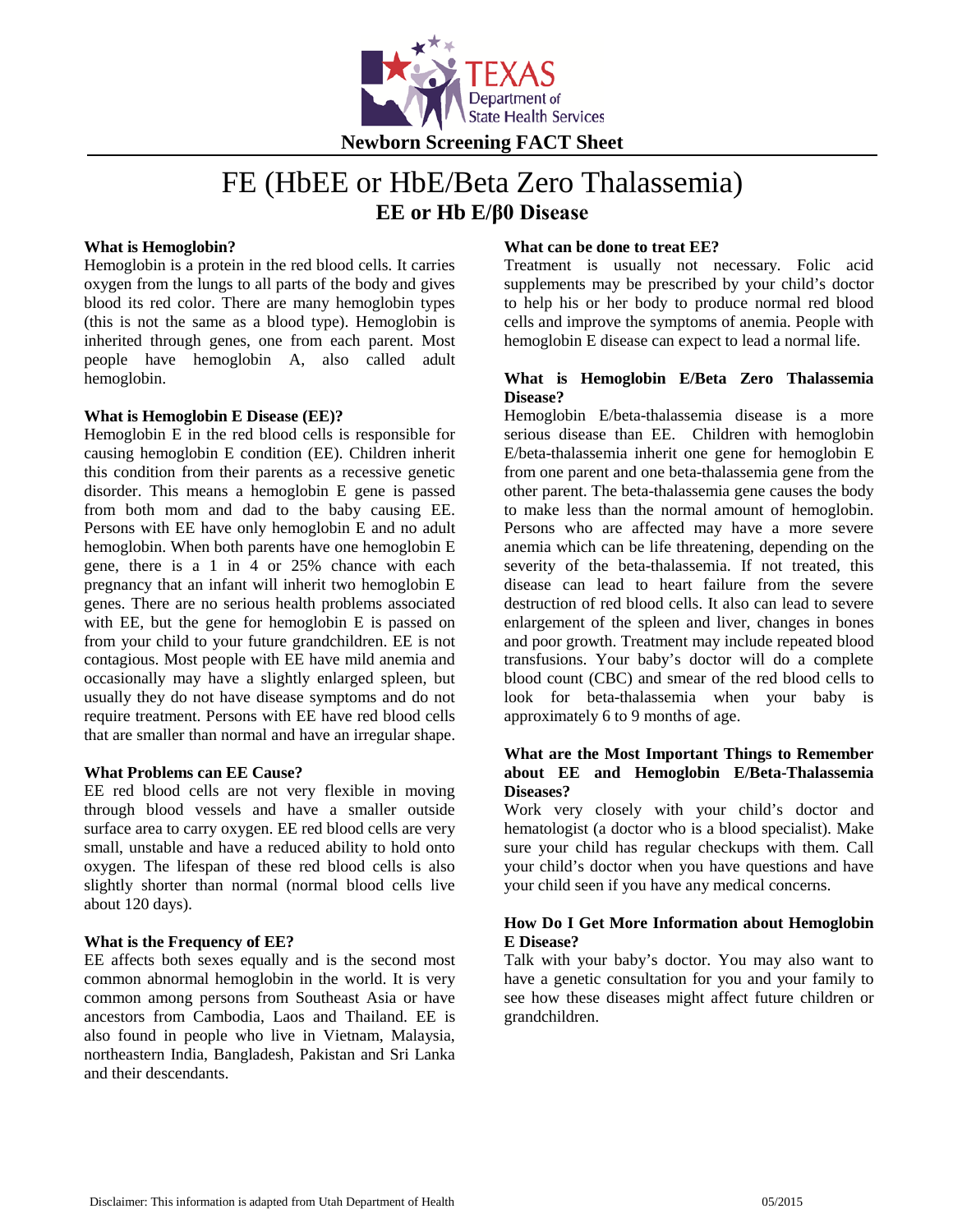**Newborn Screening FACT Sheet**

# FE (HbEE or HbE/Beta Zero Thalassemia)

## EE or Hb E/β0 Disease

**What is Hemoglobin?**

Hemoglobin is a protein in the red blood cells. It carries oxygen from the lungs to all parts of the body and gives blood its red color. There are many hemoglobin types (this is not the same as a blood type). Hemoglobin is inherited through genes, one from each parent. Most people have hemoglobin A, also called adult hemoglobin.

**What is Hemoglobin E Disease (EE)?**

Hemoglobin E in the red blood cells is responsible for causing hemoglobin E condition (EE). Children inherit this condition from their parents as a recessive genetic disorder. This means a hemoglobin E gene is passed from both mom and dad to the baby causing EE. Persons with EE have only hemoglobin E and no adult hemoglobin. When both parents have one hemoglobin E gene, there is a 1 in 4 or 25% chance with each pregnancy that an infant will inherit two hemoglobin E genes. There are no serious health problems associated with EE, but the gene for hemoglobin E is passed on from your child to your future grandchildren. EE is not contagious. Most people with EE have mild anemia and occasionally may have a slightly enlarged spleen, but usually they do not have disease symptoms and do not require treatment. Persons with EE have red blood cells that are smaller than normal and have an irregular shape.

**What Problems can EE Cause?**

EE red blood cells are not very flexible in moving through blood vessels and have a smaller outer surface area to carry oxygen. EE red blood cells are very small, unstable and have a reduced ability to hold onto oxygen. The lifespan of these red blood cells is also slightly shorter than normal (normal blood cells live about 120 days).

**What is the Frequency of EE?**

EE affects both sexes equally and is the second most common abnormal hemoglobin in the world. It is very common among persons from Southeast Asia or have ancestors from Cambodia, Laos and Thailand. EE is also found in people who live in Vietnam, Malaysia, northeastern India, Bangladesh, Pakistan and Sri Lanka and their descendants.

**What can be done to treat EE?**

Treatment is usually not necessary. Folic acid supplements may be prescribed by your child's doctor to help his or her body to produce normal red blood cells and improve the symptoms of anemia. People with hemoglobin E disease can expect to lead a normal life.

**What is Hemoglobin E/Beta Zero Thalassemia Disease?**

Hemoglobin E/beta-thalassemia disease is a more serious disease than EE. Children with hemoglobin E/beta-thalassemia inherit one gene for hemoglobin E from one parent and one beta-thalassemia gene from the other parent. The beta-thalassemia gene causes the body to make less than the normal amount of hemoglobin. Persons who are affected may have a more severe anemia which can be life threatening, depending on the severity of the beta-thalassemia. If not treated, this disease can lead to heart failure from the severe destruction of red blood cells. It also can lead to severe enlargement of the spleen and liver, changes in bones and poor growth. Treatment may include repeated blood transfusions. Your baby's doctor will do a complete blood count (CBC) and smear of the red blood cells to look for beta-thalassemia when your baby is approximately 6 to 9 months of age.

**What are the Most Important Things to Remember about EE and Hemoglobin E/Beta-Thalassemia Diseases?**

Work very closely with your child's doctor and hematologist (a doctor who is a blood specialist). Make sure your child has regular checkups with them. Call your child's doctor when you have questions and have your child seen if you have any medical concerns.

**How Do I Get More Information about Hemoglobin E Disease?**

Talk with your baby's doctor. You may also want to have a genetic consultation for you and your family to see how these diseases might affect future children or grandchildren.

Disclaimer: This information is adapted from Utah Department of Health 05/2015